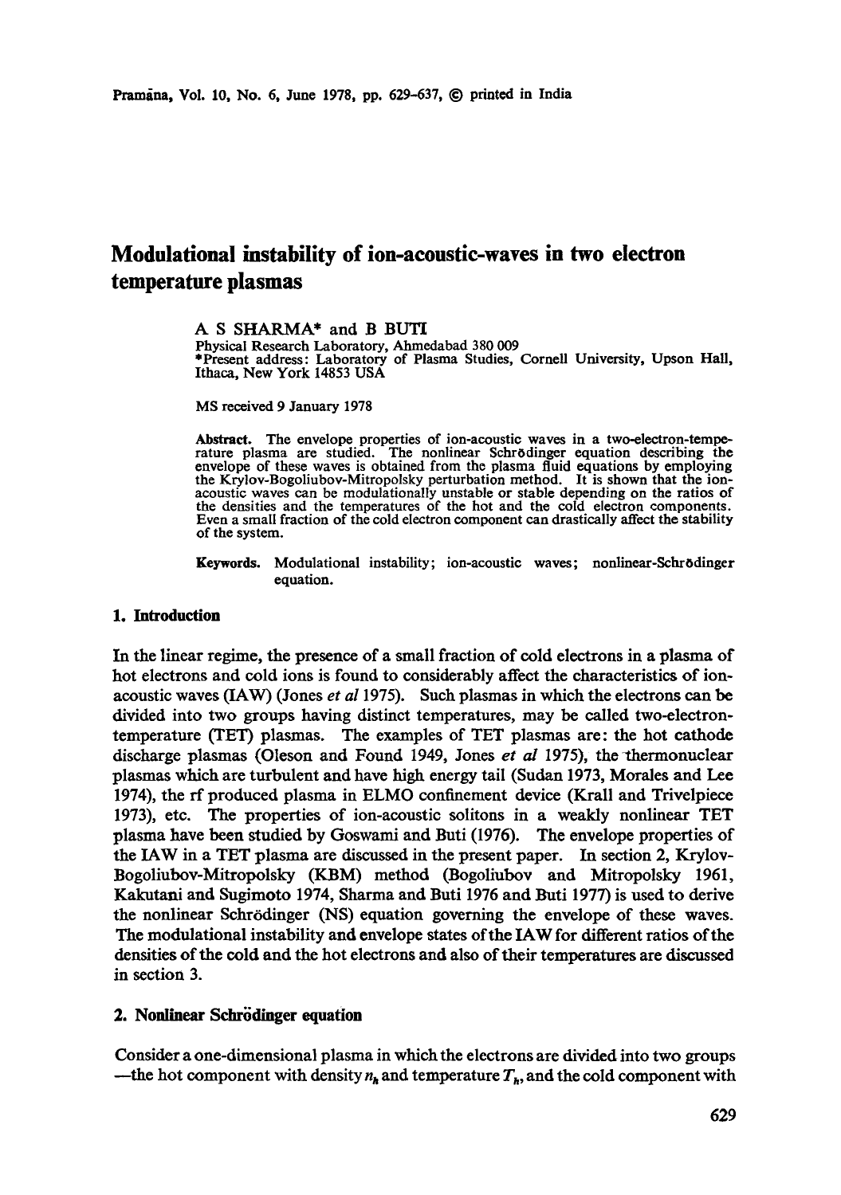# Modulational instability of ion-acoustic-waves in two electron temperature plasmas

A S SHARMA* and B BUTI

Physical Research Laboratory, Ahmedabad 380 009

*Present address: Laboratory of Plasma Studies, Cornell University, Upson Hall, Ithaca, New York 14853 USA

MS received 9 January 1978

**Abstract.** The envelope properties of ion-acoustic waves in a two-electron-temperature plasma are studied. The nonlinear Schrödinger equation describing the envelope of these waves is obtained from the plasma fluid equations by employing the Krylov-Bogoliubov-Mitropolsky perturbation method. It is shown that the ion-acoustic waves can be modulationally unstable or stable depending on the ratios of the densities and the temperatures of the hot and the cold electron components. Even a small fraction of the cold electron component can drastically affect the stability of the system.

**Keywords.** Modulational instability; ion-acoustic waves; nonlinear-Schrödinger equation.

## 1. Introduction

In the linear regime, the presence of a small fraction of cold electrons in a plasma of hot electrons and cold ions is found to considerably affect the characteristics of ion-acoustic waves (IAW) (Jones *et al* 1975). Such plasmas in which the electrons can be divided into two groups having distinct temperatures, may be called two-electron-temperature (TET) plasmas. The examples of TET plasmas are: the hot cathode discharge plasmas (Oleson and Found 1949, Jones *et al* 1975), the thermonuclear plasmas which are turbulent and have high energy tail (Sudan 1973, Morales and Lee 1974), the rf produced plasma in ELMO confinement device (Krall and Trivelpiece 1973), etc. The properties of ion-acoustic solitons in a weakly nonlinear TET plasma have been studied by Goswami and Buti (1976). The envelope properties of the IAW in a TET plasma are discussed in the present paper. In section 2, Krylov-Bogoliubov-Mitropolsky (KBM) method (Bogoliubov and Mitropolsky 1961, Kakutani and Sugimoto 1974, Sharma and Buti 1976 and Buti 1977) is used to derive the nonlinear Schrödinger (NS) equation governing the envelope of these waves. The modulational instability and envelope states of the IAW for different ratios of the densities of the cold and the hot electrons and also of their temperatures are discussed in section 3.

## 2. Nonlinear Schrödinger equation

Consider a one-dimensional plasma in which the electrons are divided into two groups —the hot component with density $n_h$ and temperature $T_h$, and the cold component with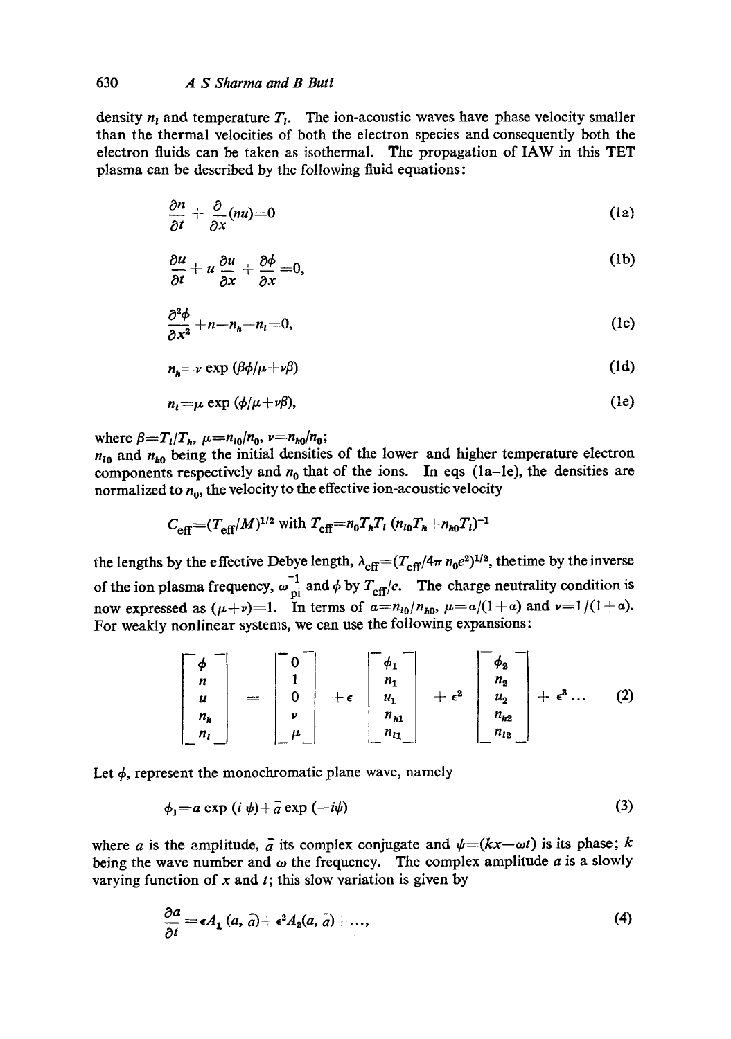density $n_l$ and temperature $T_l$. The ion-acoustic waves have phase velocity smaller than the thermal velocities of both the electron species and consequently both the electron fluids can be taken as isothermal. The propagation of IAW in this TET plasma can be described by the following fluid equations:

$$\frac{\partial n}{\partial t}+\frac{\partial}{\partial x}(nu)=0 \tag{1a}$$

$$\frac{\partial u}{\partial t}+u\frac{\partial u}{\partial x}+\frac{\partial \phi}{\partial x}=0, \tag{1b}$$

$$\frac{\partial^2 \phi}{\partial x^2}+n-n_h-n_l=0, \tag{1c}$$

$$n_h=\nu \exp(\beta\phi/\mu+\nu\beta) \tag{1d}$$

$$n_l=\mu \exp(\phi/\mu+\nu\beta), \tag{1e}$$

where $\beta=T_l/T_h$, $\mu=n_{l0}/n_0$, $\nu=n_{h0}/n_0$;
$n_{l0}$ and $n_{h0}$ being the initial densities of the lower and higher temperature electron components respectively and $n_0$ that of the ions. In eqs (1a–1e), the densities are normalized to $n_0$, the velocity to the effective ion-acoustic velocity

$$C_{\text{eff}}=(T_{\text{eff}}/M)^{1/2} \text{ with } T_{\text{eff}}=n_0T_hT_l\,(n_{l0}T_h+n_{h0}T_l)^{-1}$$

the lengths by the effective Debye length, $\lambda_{\text{eff}}=(T_{\text{eff}}/4\pi\, n_0e^2)^{1/2}$, the time by the inverse of the ion plasma frequency, $\omega_{pi}^{-1}$ and $\phi$ by $T_{\text{eff}}/e$. The charge neutrality condition is now expressed as $(\mu+\nu)=1$. In terms of $a=n_{l0}/n_{h0}$, $\mu=a/(1+a)$ and $\nu=1/(1+a)$. For weakly nonlinear systems, we can use the following expansions:

$$\begin{bmatrix}\phi\\ n\\ u\\ n_h\\ n_l\end{bmatrix}=\begin{bmatrix}0\\ 1\\ 0\\ \nu\\ \mu\end{bmatrix}+\epsilon\begin{bmatrix}\phi_1\\ n_1\\ u_1\\ n_{h1}\\ n_{l1}\end{bmatrix}+\epsilon^2\begin{bmatrix}\phi_2\\ n_2\\ u_2\\ n_{h2}\\ n_{l2}\end{bmatrix}+\epsilon^3\ldots \tag{2}$$

Let $\phi_1$ represent the monochromatic plane wave, namely

$$\phi_1=a\exp(i\psi)+\bar{a}\exp(-i\psi) \tag{3}$$

where $a$ is the amplitude, $\bar{a}$ its complex conjugate and $\psi=(kx-\omega t)$ is its phase; $k$ being the wave number and $\omega$ the frequency. The complex amplitude $a$ is a slowly varying function of $x$ and $t$; this slow variation is given by

$$\frac{\partial a}{\partial t}=\epsilon A_1(a,\bar{a})+\epsilon^2 A_2(a,\bar{a})+\ldots, \tag{4}$$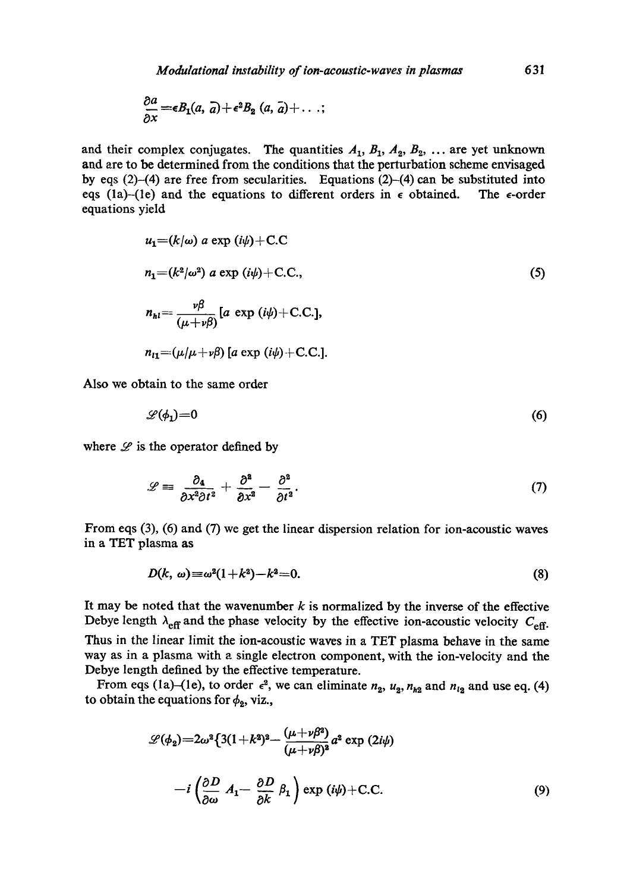$$\frac{\partial a}{\partial x} = \epsilon B_1(a, \bar{a}) + \epsilon^2 B_2(a, \bar{a}) + \ldots;$$

and their complex conjugates. The quantities $A_1$, $B_1$, $A_2$, $B_2$, ... are yet unknown and are to be determined from the conditions that the perturbation scheme envisaged by eqs (2)–(4) are free from secularities. Equations (2)–(4) can be substituted into eqs (1a)–(1e) and the equations to different orders in $\epsilon$ obtained. The $\epsilon$-order equations yield

$$u_1 = (k/\omega)\, a \exp(i\psi) + \text{C.C}$$

$$n_1 = (k^2/\omega^2)\, a \exp(i\psi) + \text{C.C.}, \tag{5}$$

$$n_{h1} = \frac{\nu\beta}{(\mu + \nu\beta)} [a \exp(i\psi) + \text{C.C.}],$$

$$n_{l1} = (\mu/\mu + \nu\beta)\, [a \exp(i\psi) + \text{C.C.}].$$

Also we obtain to the same order

$$\mathscr{L}(\phi_1) = 0 \tag{6}$$

where $\mathscr{L}$ is the operator defined by

$$\mathscr{L} \equiv \frac{\partial_4}{\partial x^2 \partial t^2} + \frac{\partial^2}{\partial x^2} - \frac{\partial^2}{\partial t^2}. \tag{7}$$

From eqs (3), (6) and (7) we get the linear dispersion relation for ion-acoustic waves in a TET plasma as

$$D(k, \omega) \equiv \omega^2(1 + k^2) - k^2 = 0. \tag{8}$$

It may be noted that the wavenumber $k$ is normalized by the inverse of the effective Debye length $\lambda_{\text{eff}}$ and the phase velocity by the effective ion-acoustic velocity $C_{\text{eff}}$. Thus in the linear limit the ion-acoustic waves in a TET plasma behave in the same way as in a plasma with a single electron component, with the ion-velocity and the Debye length defined by the effective temperature.

From eqs (1a)–(1e), to order $\epsilon^2$, we can eliminate $n_2$, $u_2$, $n_{h2}$ and $n_{l2}$ and use eq. (4) to obtain the equations for $\phi_2$, viz.,

$$\mathscr{L}(\phi_2) = 2\omega^2 \left\{ 3(1 + k^2)^2 - \frac{(\mu + \nu\beta^2)}{(\mu + \nu\beta)^2} a^2 \exp(2i\psi) \right.$$

$$\left. - i \left( \frac{\partial D}{\partial \omega} A_1 - \frac{\partial D}{\partial k} B_1 \right) \exp(i\psi) + \text{C.C.} \right. \tag{9}$$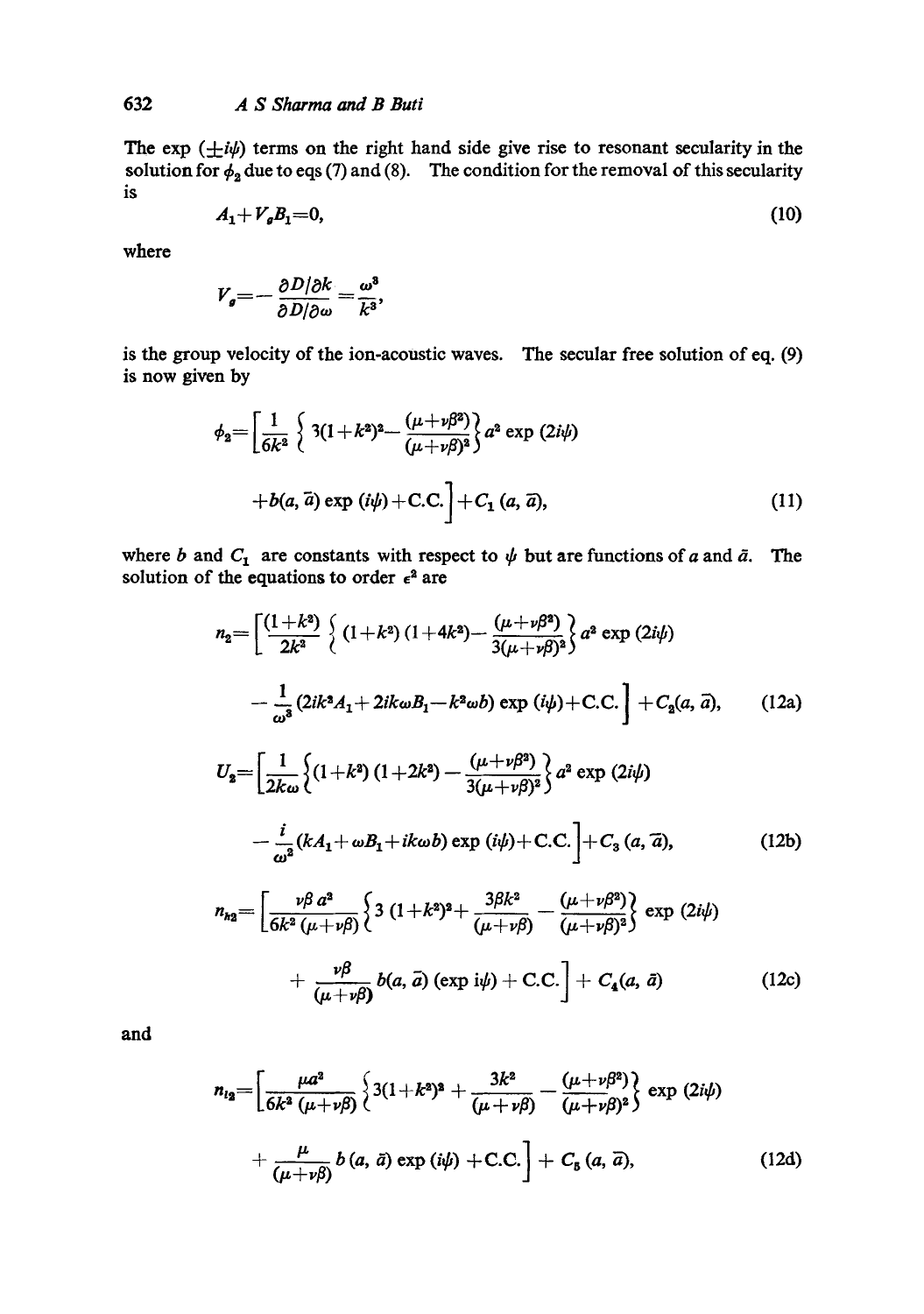The exp $(\pm i\psi)$ terms on the right hand side give rise to resonant secularity in the solution for $\phi_2$ due to eqs (7) and (8). The condition for the removal of this secularity is

$$A_1 + V_g B_1 = 0, \tag{10}$$

where

$$V_g = -\frac{\partial D/\partial k}{\partial D/\partial \omega} = \frac{\omega^3}{k^3},$$

is the group velocity of the ion-acoustic waves. The secular free solution of eq. (9) is now given by

$$\phi_2 = \left[\frac{1}{6k^2}\left\{3(1+k^2)^2 - \frac{(\mu+\nu\beta^2)}{(\mu+\nu\beta)^2}\right\} a^2 \exp(2i\psi) + b(a, \bar{a}) \exp(i\psi) + \text{C.C.}\right] + C_1(a, \bar{a}), \tag{11}$$

where $b$ and $C_1$ are constants with respect to $\psi$ but are functions of $a$ and $\bar{a}$. The solution of the equations to order $\epsilon^2$ are

$$n_2 = \left[\frac{(1+k^2)}{2k^2}\left\{(1+k^2)(1+4k^2) - \frac{(\mu+\nu\beta^2)}{3(\mu+\nu\beta)^2}\right\} a^2 \exp(2i\psi) - \frac{1}{\omega^3}(2ik^3 A_1 + 2ik\omega B_1 - k^2\omega b) \exp(i\psi) + \text{C.C.}\right] + C_2(a, \bar{a}), \tag{12a}$$

$$U_2 = \left[\frac{1}{2k\omega}\left\{(1+k^2)(1+2k^2) - \frac{(\mu+\nu\beta^2)}{3(\mu+\nu\beta)^2}\right\} a^2 \exp(2i\psi) - \frac{i}{\omega^2}(kA_1 + \omega B_1 + ik\omega b) \exp(i\psi) + \text{C.C.}\right] + C_3(a, \bar{a}), \tag{12b}$$

$$n_{h2} = \left[\frac{\nu\beta a^2}{6k^2(\mu+\nu\beta)}\left\{3(1+k^2)^2 + \frac{3\beta k^2}{(\mu+\nu\beta)} - \frac{(\mu+\nu\beta^2)}{(\mu+\nu\beta)^2}\right\} \exp(2i\psi) + \frac{\nu\beta}{(\mu+\nu\beta)} b(a, \bar{a}) (\exp i\psi) + \text{C.C.}\right] + C_4(a, \bar{a}) \tag{12c}$$

and

$$n_{l2} = \left[\frac{\mu a^2}{6k^2(\mu+\nu\beta)}\left\{3(1+k^2)^2 + \frac{3k^2}{(\mu+\nu\beta)} - \frac{(\mu+\nu\beta^2)}{(\mu+\nu\beta)^2}\right\} \exp(2i\psi) + \frac{\mu}{(\mu+\nu\beta)} b(a, \bar{a}) \exp(i\psi) + \text{C.C.}\right] + C_5(a, \bar{a}), \tag{12d}$$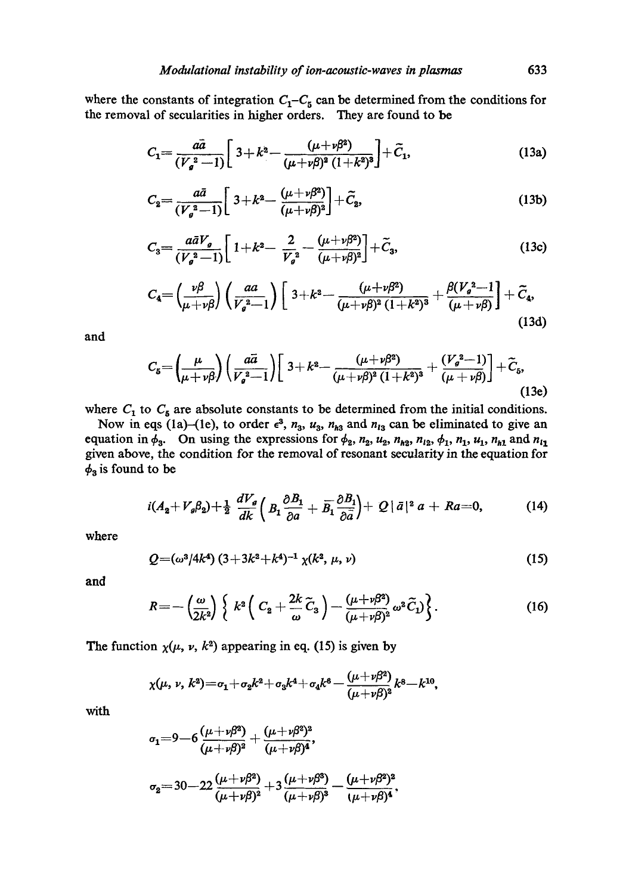where the constants of integration $C_1$–$C_5$ can be determined from the conditions for the removal of secularities in higher orders. They are found to be

$$C_1 = \frac{a\bar{a}}{(V_g^2-1)}\left[3+k^2-\frac{(\mu+\nu\beta^2)}{(\mu+\nu\beta)^2(1+k^2)^3}\right]+\tilde{C}_1, \tag{13a}$$

$$C_2 = \frac{a\bar{a}}{(V_g^2-1)}\left[3+k^2-\frac{(\mu+\nu\beta^2)}{(\mu+\nu\beta)^2}\right]+\tilde{C}_2, \tag{13b}$$

$$C_3 = \frac{a\bar{a}V_g}{(V_g^2-1)}\left[1+k^2-\frac{2}{V_g^2}-\frac{(\mu+\nu\beta^2)}{(\mu+\nu\beta)^2}\right]+\tilde{C}_3, \tag{13c}$$

$$C_4 = \left(\frac{\nu\beta}{\mu+\nu\beta}\right)\left(\frac{aa}{V_g^2-1}\right)\left[3+k^2-\frac{(\mu+\nu\beta^2)}{(\mu+\nu\beta)^2(1+k^2)^3}+\frac{\beta(V_g^2-1)}{(\mu+\nu\beta)}\right]+\tilde{C}_4, \tag{13d}$$

and

$$C_5 = \left(\frac{\mu}{\mu+\nu\beta}\right)\left(\frac{a\bar{a}}{V_g^2-1}\right)\left[3+k^2-\frac{(\mu+\nu\beta^2)}{(\mu+\nu\beta)^2(1+k^2)^3}+\frac{(V_g^2-1)}{(\mu+\nu\beta)}\right]+\tilde{C}_5, \tag{13e}$$

where $C_1$ to $C_5$ are absolute constants to be determined from the initial conditions.

Now in eqs (1a)–(1e), to order $\epsilon^3$, $n_3$, $u_3$, $n_{h3}$ and $n_{l3}$ can be eliminated to give an equation in $\phi_3$. On using the expressions for $\phi_2$, $n_2$, $u_2$, $n_{h2}$, $n_{l2}$, $\phi_1$, $n_1$, $u_1$, $n_{h1}$ and $n_{l1}$ given above, the condition for the removal of resonant secularity in the equation for $\phi_3$ is found to be

$$i(A_2+V_g\beta_2)+\tfrac{1}{2}\frac{dV_g}{dk}\left(B_1\frac{\partial B_1}{\partial a}+\bar{B}_1\frac{\partial B_1}{\partial \bar{a}}\right)+Q|\bar{a}|^2 a+Ra=0, \tag{14}$$

where

$$Q=(\omega^3/4k^4)(3+3k^2+k^4)^{-1}\chi(k^2,\mu,\nu) \tag{15}$$

and

$$R=-\left(\frac{\omega}{2k^2}\right)\left\{k^2\left(C_2+\frac{2k}{\omega}\tilde{C}_3\right)-\frac{(\mu+\nu\beta^2)}{(\mu+\nu\beta)^2}\omega^2\tilde{C}_1\right\}. \tag{16}$$

The function $\chi(\mu, \nu, k^2)$ appearing in eq. (15) is given by

$$\chi(\mu,\nu,k^2)=\sigma_1+\sigma_2k^2+\sigma_3k^4+\sigma_4k^6-\frac{(\mu+\nu\beta^2)}{(\mu+\nu\beta)^2}k^8-k^{10},$$

with

$$\sigma_1=9-6\frac{(\mu+\nu\beta^2)}{(\mu+\nu\beta)^2}+\frac{(\mu+\nu\beta^2)^2}{(\mu+\nu\beta)^4},$$

$$\sigma_2=30-22\frac{(\mu+\nu\beta^2)}{(\mu+\nu\beta)^2}+3\frac{(\mu+\nu\beta^3)}{(\mu+\nu\beta)^3}-\frac{(\mu+\nu\beta^2)^2}{(\mu+\nu\beta)^4},$$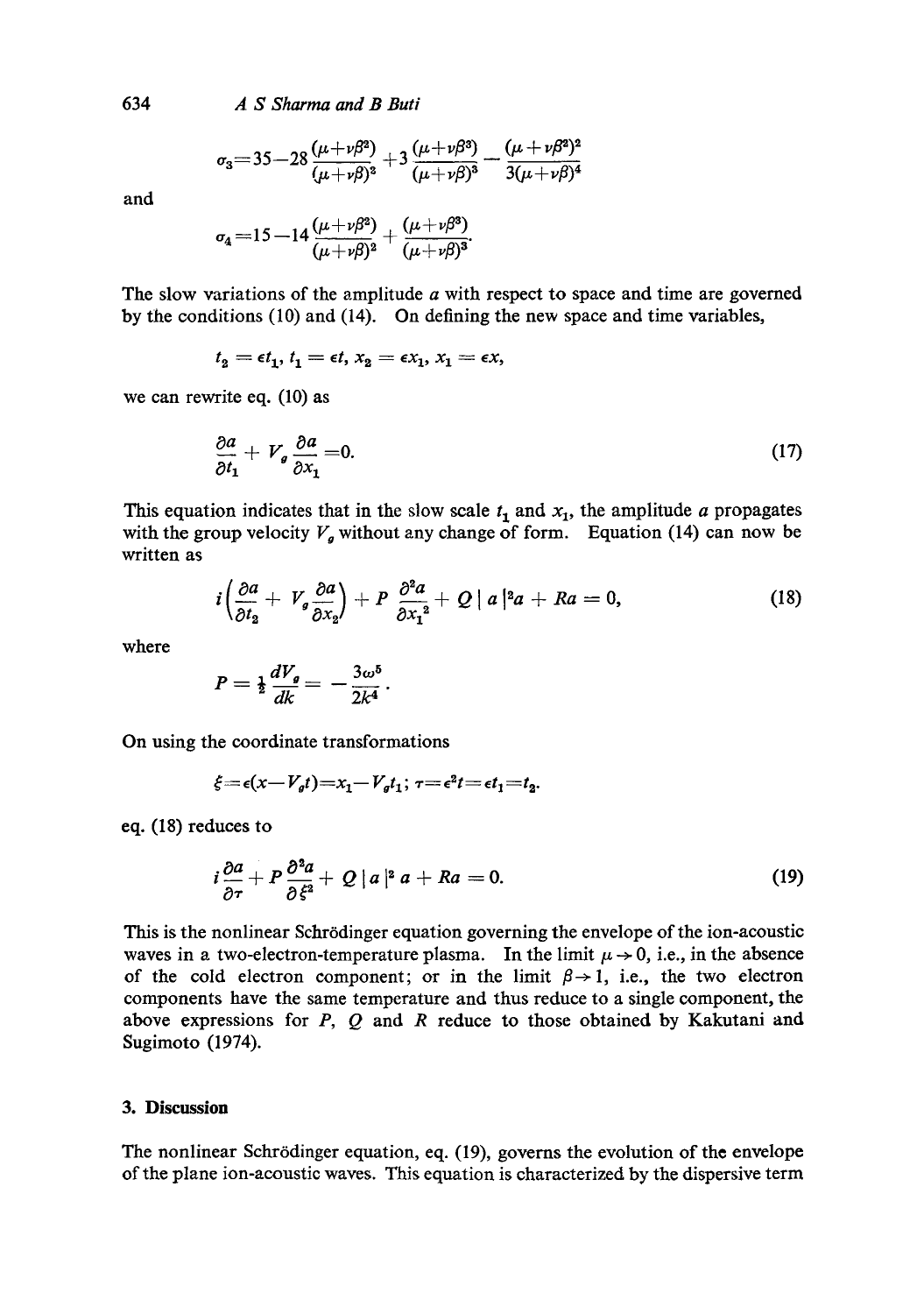$$\sigma_3 = 35 - 28\frac{(\mu+\nu\beta^2)}{(\mu+\nu\beta)^2} + 3\frac{(\mu+\nu\beta^3)}{(\mu+\nu\beta)^3} - \frac{(\mu+\nu\beta^2)^2}{3(\mu+\nu\beta)^4}$$

and

$$\sigma_4 = 15 - 14\frac{(\mu+\nu\beta^2)}{(\mu+\nu\beta)^2} + \frac{(\mu+\nu\beta^3)}{(\mu+\nu\beta)^3}.$$

The slow variations of the amplitude $a$ with respect to space and time are governed by the conditions (10) and (14). On defining the new space and time variables,

$$t_2 = \epsilon t_1,\ t_1 = \epsilon t,\ x_2 = \epsilon x_1,\ x_1 = \epsilon x,$$

we can rewrite eq. (10) as

$$\frac{\partial a}{\partial t_1} + V_g \frac{\partial a}{\partial x_1} = 0. \tag{17}$$

This equation indicates that in the slow scale $t_1$ and $x_1$, the amplitude $a$ propagates with the group velocity $V_g$ without any change of form. Equation (14) can now be written as

$$i\left(\frac{\partial a}{\partial t_2} + V_g \frac{\partial a}{\partial x_2}\right) + P\frac{\partial^2 a}{\partial x_1{}^2} + Q\,|\,a\,|^2 a + Ra = 0, \tag{18}$$

where

$$P = \tfrac{1}{2}\frac{dV_g}{dk} = -\frac{3\omega^5}{2k^4}.$$

On using the coordinate transformations

$$\xi = \epsilon(x - V_g t) = x_1 - V_g t_1;\ \tau = \epsilon^2 t = \epsilon t_1 = t_2.$$

eq. (18) reduces to

$$i\frac{\partial a}{\partial \tau} + P\frac{\partial^2 a}{\partial \xi^2} + Q\,|\,a\,|^2\, a + Ra = 0. \tag{19}$$

This is the nonlinear Schrödinger equation governing the envelope of the ion-acoustic waves in a two-electron-temperature plasma. In the limit $\mu \to 0$, i.e., in the absence of the cold electron component; or in the limit $\beta \to 1$, i.e., the two electron components have the same temperature and thus reduce to a single component, the above expressions for $P$, $Q$ and $R$ reduce to those obtained by Kakutani and Sugimoto (1974).

## 3. Discussion

The nonlinear Schrödinger equation, eq. (19), governs the evolution of the envelope of the plane ion-acoustic waves. This equation is characterized by the dispersive term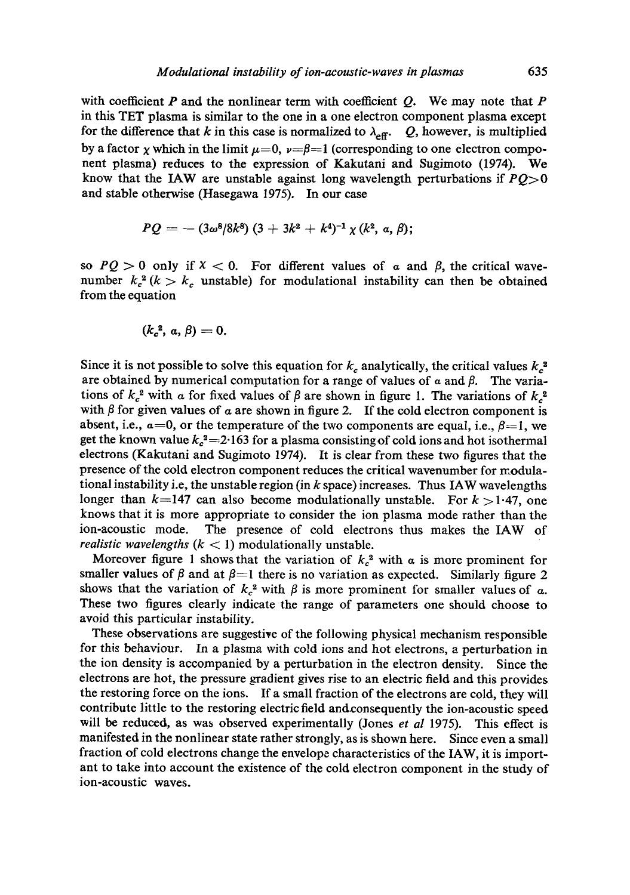with coefficient $P$ and the nonlinear term with coefficient $Q$. We may note that $P$ in this TET plasma is similar to the one in a one electron component plasma except for the difference that $k$ in this case is normalized to $\lambda_{\text{eff}}$. $Q$, however, is multiplied by a factor $\chi$ which in the limit $\mu=0$, $\nu=\beta=1$ (corresponding to one electron component plasma) reduces to the expression of Kakutani and Sugimoto (1974). We know that the IAW are unstable against long wavelength perturbations if $PQ>0$ and stable otherwise (Hasegawa 1975). In our case

$$PQ = -(3\omega^8/8k^8)(3 + 3k^2 + k^4)^{-1}\chi(k^2, a, \beta);$$

so $PQ > 0$ only if $\chi < 0$. For different values of $a$ and $\beta$, the critical wavenumber $k_c^2$ ($k > k_c$ unstable) for modulational instability can then be obtained from the equation

$$(k_c^2, a, \beta) = 0.$$

Since it is not possible to solve this equation for $k_c$ analytically, the critical values $k_c^2$ are obtained by numerical computation for a range of values of $a$ and $\beta$. The variations of $k_c^2$ with $a$ for fixed values of $\beta$ are shown in figure 1. The variations of $k_c^2$ with $\beta$ for given values of $a$ are shown in figure 2. If the cold electron component is absent, i.e., $a=0$, or the temperature of the two components are equal, i.e., $\beta=1$, we get the known value $k_c^2=2{\cdot}163$ for a plasma consisting of cold ions and hot isothermal electrons (Kakutani and Sugimoto 1974). It is clear from these two figures that the presence of the cold electron component reduces the critical wavenumber for modulational instability i.e, the unstable region (in $k$ space) increases. Thus IAW wavelengths longer than $k=147$ can also become modulationally unstable. For $k > 1{\cdot}47$, one knows that it is more appropriate to consider the ion plasma mode rather than the ion-acoustic mode. The presence of cold electrons thus makes the IAW of *realistic wavelengths* ($k < 1$) modulationally unstable.

Moreover figure 1 shows that the variation of $k_c^2$ with $a$ is more prominent for smaller values of $\beta$ and at $\beta=1$ there is no variation as expected. Similarly figure 2 shows that the variation of $k_c^2$ with $\beta$ is more prominent for smaller values of $a$. These two figures clearly indicate the range of parameters one should choose to avoid this particular instability.

These observations are suggestive of the following physical mechanism responsible for this behaviour. In a plasma with cold ions and hot electrons, a perturbation in the ion density is accompanied by a perturbation in the electron density. Since the electrons are hot, the pressure gradient gives rise to an electric field and this provides the restoring force on the ions. If a small fraction of the electrons are cold, they will contribute little to the restoring electric field and consequently the ion-acoustic speed will be reduced, as was observed experimentally (Jones *et al* 1975). This effect is manifested in the nonlinear state rather strongly, as is shown here. Since even a small fraction of cold electrons change the envelope characteristics of the IAW, it is important to take into account the existence of the cold electron component in the study of ion-acoustic waves.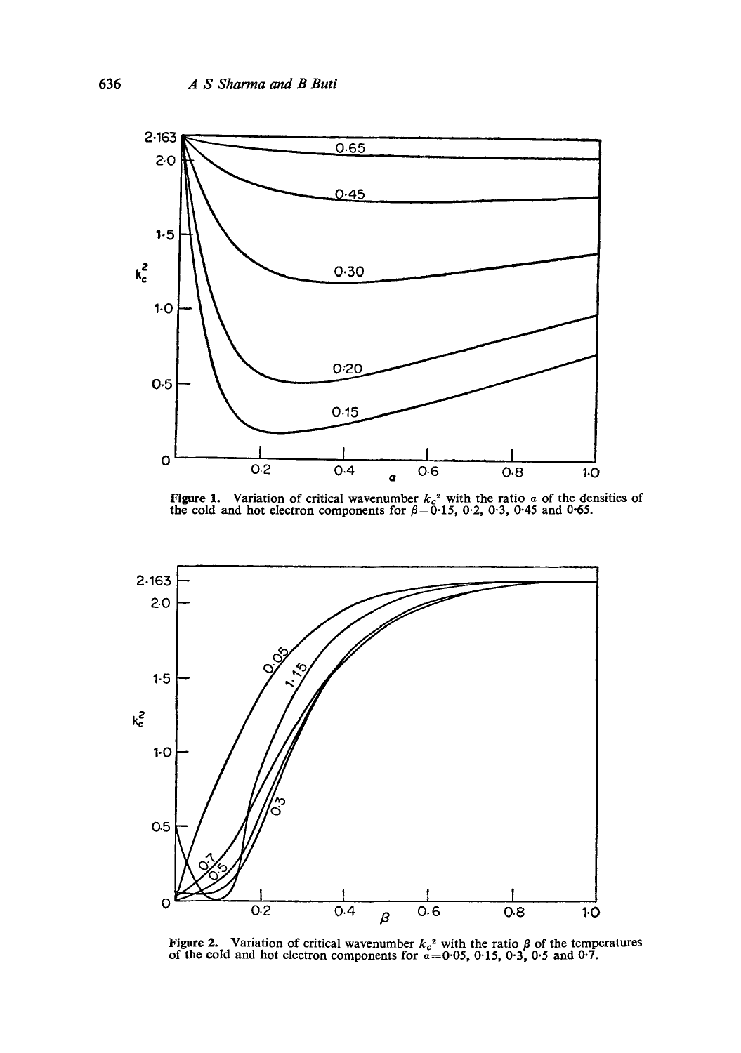**Figure 1.** Variation of critical wavenumber $k_c^2$ with the ratio $\alpha$ of the densities of the cold and hot electron components for $\beta$=0·15, 0·2, 0·3, 0·45 and 0·65.

**Figure 2.** Variation of critical wavenumber $k_c^2$ with the ratio $\beta$ of the temperatures of the cold and hot electron components for $\alpha$=0·05, 0·15, 0·3, 0·5 and 0·7.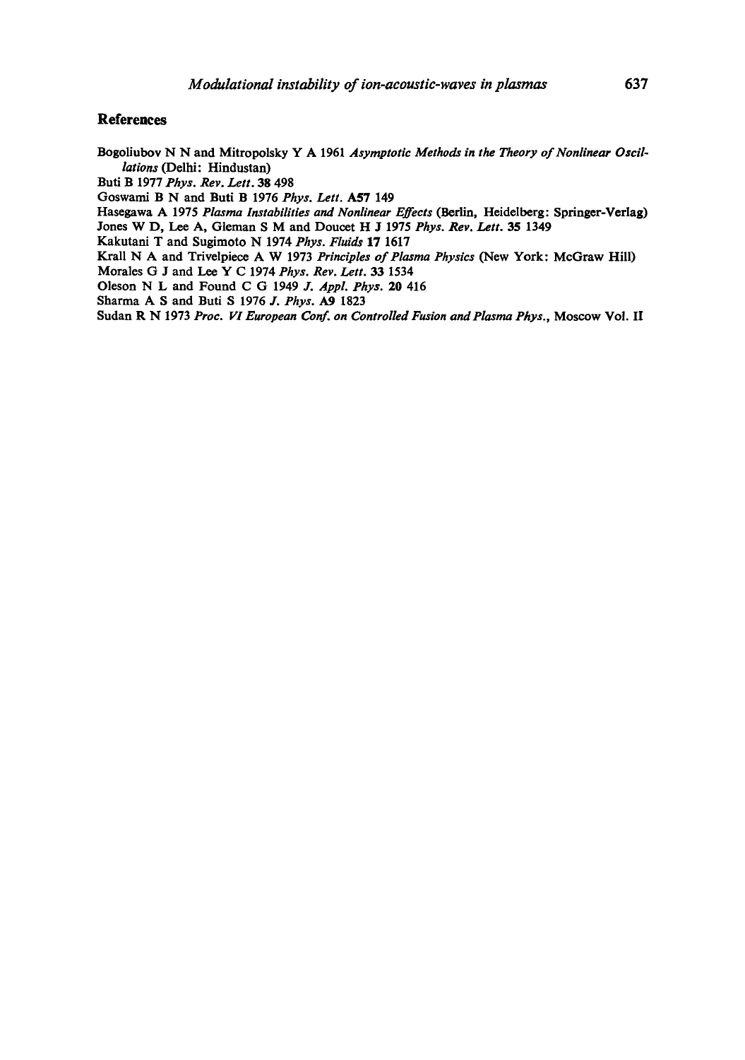## References

Bogoliubov N N and Mitropolsky Y A 1961 *Asymptotic Methods in the Theory of Nonlinear Oscillations* (Delhi: Hindustan)

Buti B 1977 *Phys. Rev. Lett.* **38** 498

Goswami B N and Buti B 1976 *Phys. Lett.* **A57** 149

Hasegawa A 1975 *Plasma Instabilities and Nonlinear Effects* (Berlin, Heidelberg: Springer-Verlag)

Jones W D, Lee A, Gleman S M and Doucet H J 1975 *Phys. Rev. Lett.* **35** 1349

Kakutani T and Sugimoto N 1974 *Phys. Fluids* **17** 1617

Krall N A and Trivelpiece A W 1973 *Principles of Plasma Physics* (New York: McGraw Hill)

Morales G J and Lee Y C 1974 *Phys. Rev. Lett.* **33** 1534

Oleson N L and Found C G 1949 *J. Appl. Phys.* **20** 416

Sharma A S and Buti S 1976 *J. Phys.* **A9** 1823

Sudan R N 1973 *Proc. VI European Conf. on Controlled Fusion and Plasma Phys.*, Moscow Vol. II